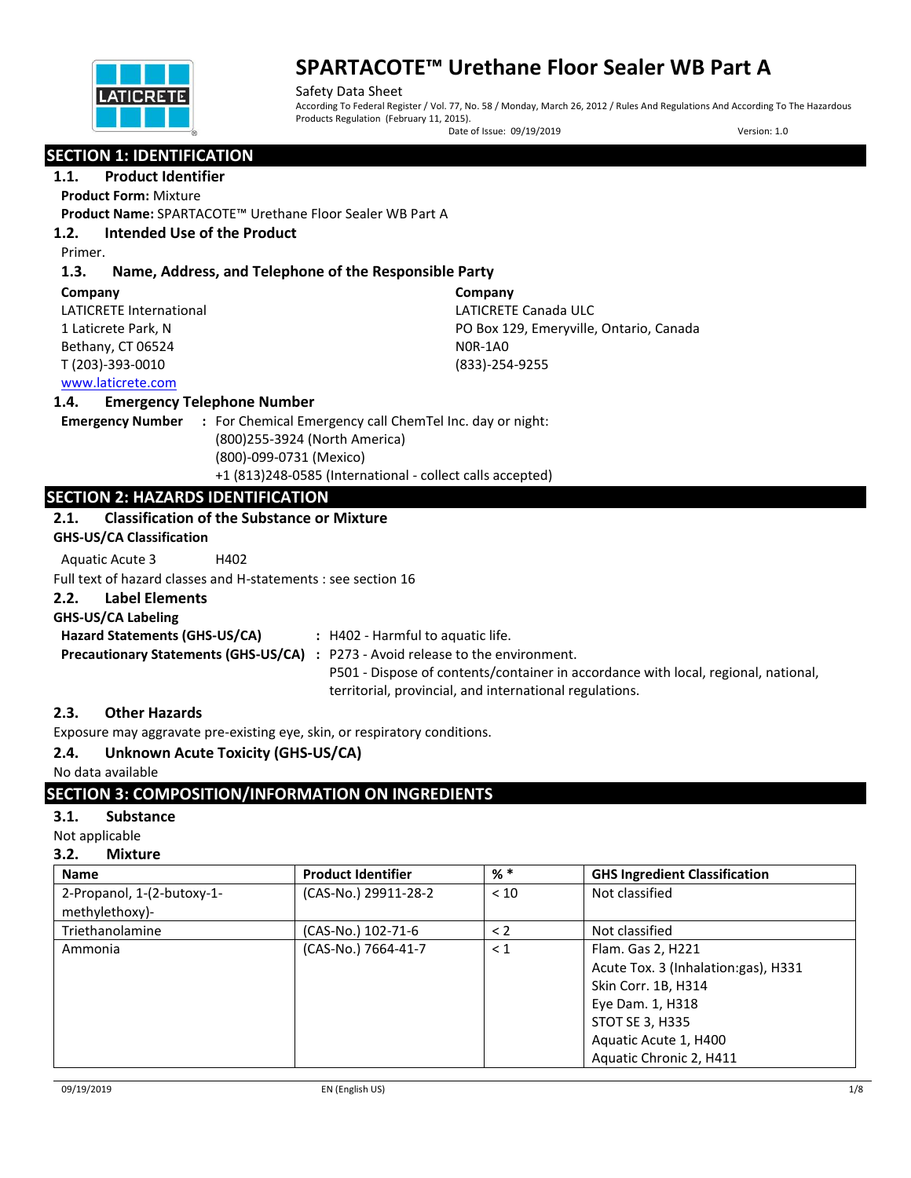# SPARTACOTE™ Urethane Floor Sealer WB Part A

Safety Data Sheet

According To Federal Register / Vol. 77, No. 58 / Monday, March 26, 2012 / Rules And Regulations And According To The Hazardous Products Regulation (February 11, 2015).

Date of Issue: 09/19/2019 Version: 1.0

## SECTION 1: IDENTIFICATION

### 1.1. Product Identifier

**Product Form:** Mixture

**Product Name:** SPARTACOTE™ Urethane Floor Sealer WB Part A

### 1.2. Intended Use of the Product

Primer.

### 1.3. Name, Address, and Telephone of the Responsible Party

**Company**
LATICRETE International
1 Laticrete Park, N
Bethany, CT 06524
T (203)-393-0010
www.laticrete.com

**Company**
LATICRETE Canada ULC
PO Box 129, Emeryville, Ontario, Canada
N0R-1A0
(833)-254-9255

### 1.4. Emergency Telephone Number

**Emergency Number** : For Chemical Emergency call ChemTel Inc. day or night:
(800)255-3924 (North America)
(800)-099-0731 (Mexico)
+1 (813)248-0585 (International - collect calls accepted)

## SECTION 2: HAZARDS IDENTIFICATION

### 2.1. Classification of the Substance or Mixture

**GHS-US/CA Classification**

Aquatic Acute 3 H402

Full text of hazard classes and H-statements : see section 16

### 2.2. Label Elements

**GHS-US/CA Labeling**

**Hazard Statements (GHS-US/CA)** : H402 - Harmful to aquatic life.

**Precautionary Statements (GHS-US/CA)** : P273 - Avoid release to the environment.
P501 - Dispose of contents/container in accordance with local, regional, national, territorial, provincial, and international regulations.

### 2.3. Other Hazards

Exposure may aggravate pre-existing eye, skin, or respiratory conditions.

### 2.4. Unknown Acute Toxicity (GHS-US/CA)

No data available

## SECTION 3: COMPOSITION/INFORMATION ON INGREDIENTS

### 3.1. Substance

Not applicable

### 3.2. Mixture

| Name | Product Identifier | % * | GHS Ingredient Classification |
|---|---|---|---|
| 2-Propanol, 1-(2-butoxy-1-methylethoxy)- | (CAS-No.) 29911-28-2 | < 10 | Not classified |
| Triethanolamine | (CAS-No.) 102-71-6 | < 2 | Not classified |
| Ammonia | (CAS-No.) 7664-41-7 | < 1 | Flam. Gas 2, H221<br>Acute Tox. 3 (Inhalation:gas), H331<br>Skin Corr. 1B, H314<br>Eye Dam. 1, H318<br>STOT SE 3, H335<br>Aquatic Acute 1, H400<br>Aquatic Chronic 2, H411 |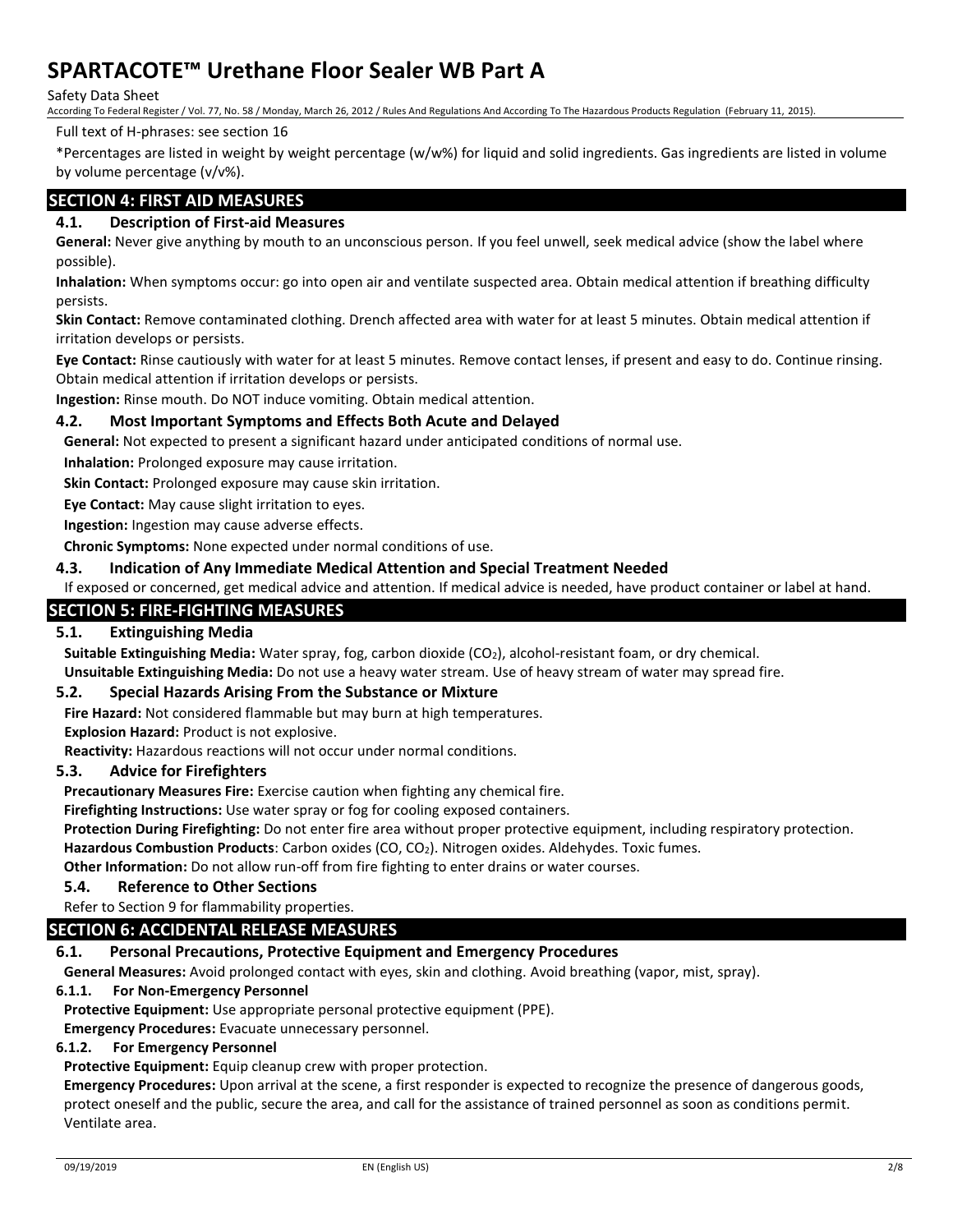Full text of H-phrases: see section 16

*Percentages are listed in weight by weight percentage (w/w%) for liquid and solid ingredients. Gas ingredients are listed in volume by volume percentage (v/v%).

## SECTION 4: FIRST AID MEASURES

### 4.1. Description of First-aid Measures

**General:** Never give anything by mouth to an unconscious person. If you feel unwell, seek medical advice (show the label where possible).

**Inhalation:** When symptoms occur: go into open air and ventilate suspected area. Obtain medical attention if breathing difficulty persists.

**Skin Contact:** Remove contaminated clothing. Drench affected area with water for at least 5 minutes. Obtain medical attention if irritation develops or persists.

**Eye Contact:** Rinse cautiously with water for at least 5 minutes. Remove contact lenses, if present and easy to do. Continue rinsing. Obtain medical attention if irritation develops or persists.

**Ingestion:** Rinse mouth. Do NOT induce vomiting. Obtain medical attention.

### 4.2. Most Important Symptoms and Effects Both Acute and Delayed

**General:** Not expected to present a significant hazard under anticipated conditions of normal use.

**Inhalation:** Prolonged exposure may cause irritation.

**Skin Contact:** Prolonged exposure may cause skin irritation.

**Eye Contact:** May cause slight irritation to eyes.

**Ingestion:** Ingestion may cause adverse effects.

**Chronic Symptoms:** None expected under normal conditions of use.

### 4.3. Indication of Any Immediate Medical Attention and Special Treatment Needed

If exposed or concerned, get medical advice and attention. If medical advice is needed, have product container or label at hand.

## SECTION 5: FIRE-FIGHTING MEASURES

### 5.1. Extinguishing Media

**Suitable Extinguishing Media:** Water spray, fog, carbon dioxide ($CO_2$), alcohol-resistant foam, or dry chemical.

**Unsuitable Extinguishing Media:** Do not use a heavy water stream. Use of heavy stream of water may spread fire.

### 5.2. Special Hazards Arising From the Substance or Mixture

**Fire Hazard:** Not considered flammable but may burn at high temperatures.

**Explosion Hazard:** Product is not explosive.

**Reactivity:** Hazardous reactions will not occur under normal conditions.

### 5.3. Advice for Firefighters

**Precautionary Measures Fire:** Exercise caution when fighting any chemical fire.

**Firefighting Instructions:** Use water spray or fog for cooling exposed containers.

**Protection During Firefighting:** Do not enter fire area without proper protective equipment, including respiratory protection.

**Hazardous Combustion Products**: Carbon oxides ($CO$, $CO_2$). Nitrogen oxides. Aldehydes. Toxic fumes.

**Other Information:** Do not allow run-off from fire fighting to enter drains or water courses.

### 5.4. Reference to Other Sections

Refer to Section 9 for flammability properties.

## SECTION 6: ACCIDENTAL RELEASE MEASURES

### 6.1. Personal Precautions, Protective Equipment and Emergency Procedures

**General Measures:** Avoid prolonged contact with eyes, skin and clothing. Avoid breathing (vapor, mist, spray).

#### 6.1.1. For Non-Emergency Personnel

**Protective Equipment:** Use appropriate personal protective equipment (PPE).

**Emergency Procedures:** Evacuate unnecessary personnel.

#### 6.1.2. For Emergency Personnel

**Protective Equipment:** Equip cleanup crew with proper protection.

**Emergency Procedures:** Upon arrival at the scene, a first responder is expected to recognize the presence of dangerous goods, protect oneself and the public, secure the area, and call for the assistance of trained personnel as soon as conditions permit. Ventilate area.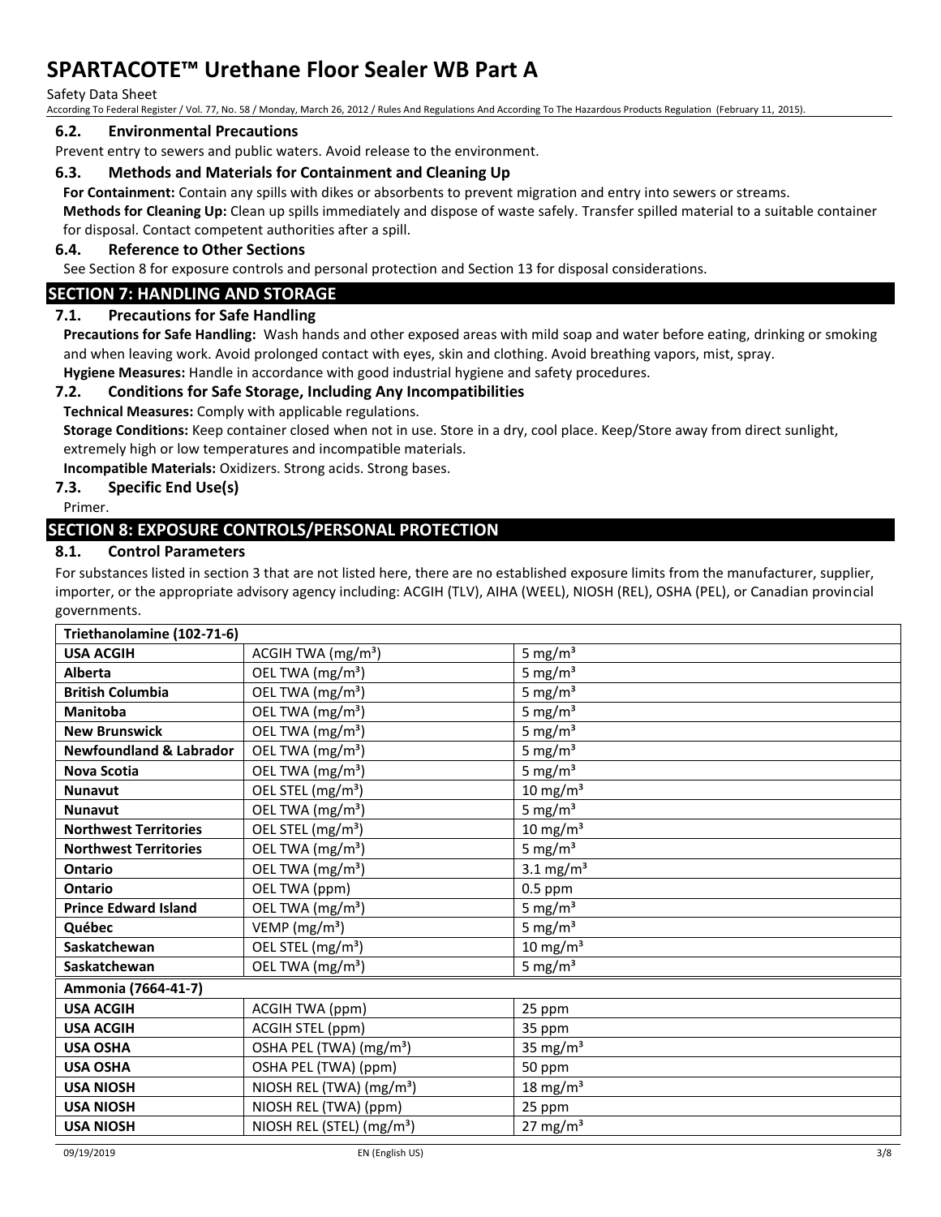### 6.2. Environmental Precautions

Prevent entry to sewers and public waters. Avoid release to the environment.

### 6.3. Methods and Materials for Containment and Cleaning Up

**For Containment:** Contain any spills with dikes or absorbents to prevent migration and entry into sewers or streams.

**Methods for Cleaning Up:** Clean up spills immediately and dispose of waste safely. Transfer spilled material to a suitable container for disposal. Contact competent authorities after a spill.

### 6.4. Reference to Other Sections

See Section 8 for exposure controls and personal protection and Section 13 for disposal considerations.

## SECTION 7: HANDLING AND STORAGE

### 7.1. Precautions for Safe Handling

**Precautions for Safe Handling:** Wash hands and other exposed areas with mild soap and water before eating, drinking or smoking and when leaving work. Avoid prolonged contact with eyes, skin and clothing. Avoid breathing vapors, mist, spray.

**Hygiene Measures:** Handle in accordance with good industrial hygiene and safety procedures.

### 7.2. Conditions for Safe Storage, Including Any Incompatibilities

**Technical Measures:** Comply with applicable regulations.

**Storage Conditions:** Keep container closed when not in use. Store in a dry, cool place. Keep/Store away from direct sunlight, extremely high or low temperatures and incompatible materials.

**Incompatible Materials:** Oxidizers. Strong acids. Strong bases.

### 7.3. Specific End Use(s)

Primer.

## SECTION 8: EXPOSURE CONTROLS/PERSONAL PROTECTION

### 8.1. Control Parameters

For substances listed in section 3 that are not listed here, there are no established exposure limits from the manufacturer, supplier, importer, or the appropriate advisory agency including: ACGIH (TLV), AIHA (WEEL), NIOSH (REL), OSHA (PEL), or Canadian provincial governments.

| **Triethanolamine (102-71-6)** | | |
|---|---|---|
| **USA ACGIH** | ACGIH TWA ($mg/m^3$) | 5 $mg/m^3$ |
| **Alberta** | OEL TWA ($mg/m^3$) | 5 $mg/m^3$ |
| **British Columbia** | OEL TWA ($mg/m^3$) | 5 $mg/m^3$ |
| **Manitoba** | OEL TWA ($mg/m^3$) | 5 $mg/m^3$ |
| **New Brunswick** | OEL TWA ($mg/m^3$) | 5 $mg/m^3$ |
| **Newfoundland & Labrador** | OEL TWA ($mg/m^3$) | 5 $mg/m^3$ |
| **Nova Scotia** | OEL TWA ($mg/m^3$) | 5 $mg/m^3$ |
| **Nunavut** | OEL STEL ($mg/m^3$) | 10 $mg/m^3$ |
| **Nunavut** | OEL TWA ($mg/m^3$) | 5 $mg/m^3$ |
| **Northwest Territories** | OEL STEL ($mg/m^3$) | 10 $mg/m^3$ |
| **Northwest Territories** | OEL TWA ($mg/m^3$) | 5 $mg/m^3$ |
| **Ontario** | OEL TWA ($mg/m^3$) | 3.1 $mg/m^3$ |
| **Ontario** | OEL TWA (ppm) | 0.5 ppm |
| **Prince Edward Island** | OEL TWA ($mg/m^3$) | 5 $mg/m^3$ |
| **Québec** | VEMP ($mg/m^3$) | 5 $mg/m^3$ |
| **Saskatchewan** | OEL STEL ($mg/m^3$) | 10 $mg/m^3$ |
| **Saskatchewan** | OEL TWA ($mg/m^3$) | 5 $mg/m^3$ |
| **Ammonia (7664-41-7)** | | |
| **USA ACGIH** | ACGIH TWA (ppm) | 25 ppm |
| **USA ACGIH** | ACGIH STEL (ppm) | 35 ppm |
| **USA OSHA** | OSHA PEL (TWA) ($mg/m^3$) | 35 $mg/m^3$ |
| **USA OSHA** | OSHA PEL (TWA) (ppm) | 50 ppm |
| **USA NIOSH** | NIOSH REL (TWA) ($mg/m^3$) | 18 $mg/m^3$ |
| **USA NIOSH** | NIOSH REL (TWA) (ppm) | 25 ppm |
| **USA NIOSH** | NIOSH REL (STEL) ($mg/m^3$) | 27 $mg/m^3$ |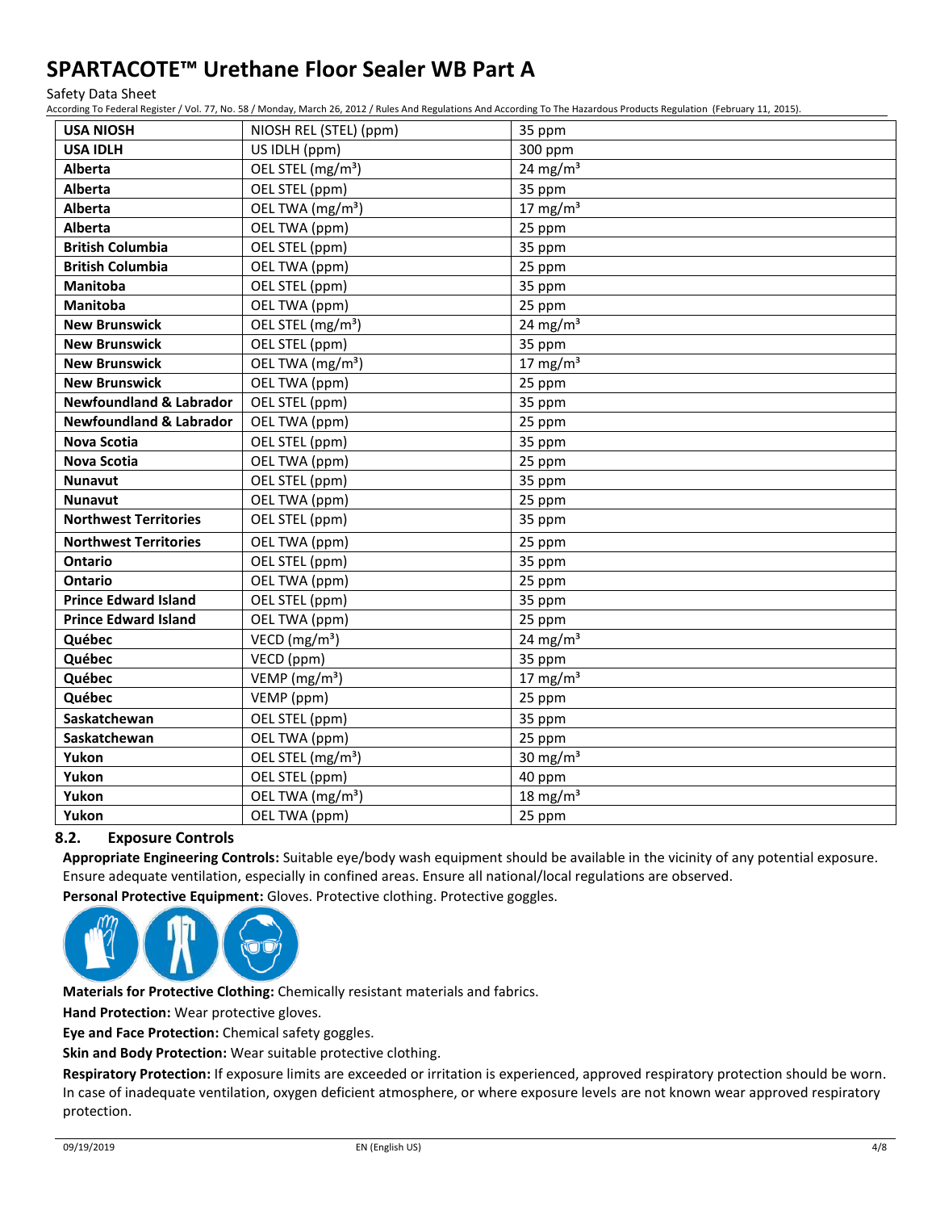| USA NIOSH | NIOSH REL (STEL) (ppm) | 35 ppm |
|---|---|---|
| USA IDLH | US IDLH (ppm) | 300 ppm |
| Alberta | OEL STEL (mg/m³) | 24 mg/m³ |
| Alberta | OEL STEL (ppm) | 35 ppm |
| Alberta | OEL TWA (mg/m³) | 17 mg/m³ |
| Alberta | OEL TWA (ppm) | 25 ppm |
| British Columbia | OEL STEL (ppm) | 35 ppm |
| British Columbia | OEL TWA (ppm) | 25 ppm |
| Manitoba | OEL STEL (ppm) | 35 ppm |
| Manitoba | OEL TWA (ppm) | 25 ppm |
| New Brunswick | OEL STEL (mg/m³) | 24 mg/m³ |
| New Brunswick | OEL STEL (ppm) | 35 ppm |
| New Brunswick | OEL TWA (mg/m³) | 17 mg/m³ |
| New Brunswick | OEL TWA (ppm) | 25 ppm |
| Newfoundland & Labrador | OEL STEL (ppm) | 35 ppm |
| Newfoundland & Labrador | OEL TWA (ppm) | 25 ppm |
| Nova Scotia | OEL STEL (ppm) | 35 ppm |
| Nova Scotia | OEL TWA (ppm) | 25 ppm |
| Nunavut | OEL STEL (ppm) | 35 ppm |
| Nunavut | OEL TWA (ppm) | 25 ppm |
| Northwest Territories | OEL STEL (ppm) | 35 ppm |
| Northwest Territories | OEL TWA (ppm) | 25 ppm |
| Ontario | OEL STEL (ppm) | 35 ppm |
| Ontario | OEL TWA (ppm) | 25 ppm |
| Prince Edward Island | OEL STEL (ppm) | 35 ppm |
| Prince Edward Island | OEL TWA (ppm) | 25 ppm |
| Québec | VECD (mg/m³) | 24 mg/m³ |
| Québec | VECD (ppm) | 35 ppm |
| Québec | VEMP (mg/m³) | 17 mg/m³ |
| Québec | VEMP (ppm) | 25 ppm |
| Saskatchewan | OEL STEL (ppm) | 35 ppm |
| Saskatchewan | OEL TWA (ppm) | 25 ppm |
| Yukon | OEL STEL (mg/m³) | 30 mg/m³ |
| Yukon | OEL STEL (ppm) | 40 ppm |
| Yukon | OEL TWA (mg/m³) | 18 mg/m³ |
| Yukon | OEL TWA (ppm) | 25 ppm |

### 8.2. Exposure Controls

**Appropriate Engineering Controls:** Suitable eye/body wash equipment should be available in the vicinity of any potential exposure. Ensure adequate ventilation, especially in confined areas. Ensure all national/local regulations are observed.

**Personal Protective Equipment:** Gloves. Protective clothing. Protective goggles.

**Materials for Protective Clothing:** Chemically resistant materials and fabrics.

**Hand Protection:** Wear protective gloves.

**Eye and Face Protection:** Chemical safety goggles.

**Skin and Body Protection:** Wear suitable protective clothing.

**Respiratory Protection:** If exposure limits are exceeded or irritation is experienced, approved respiratory protection should be worn. In case of inadequate ventilation, oxygen deficient atmosphere, or where exposure levels are not known wear approved respiratory protection.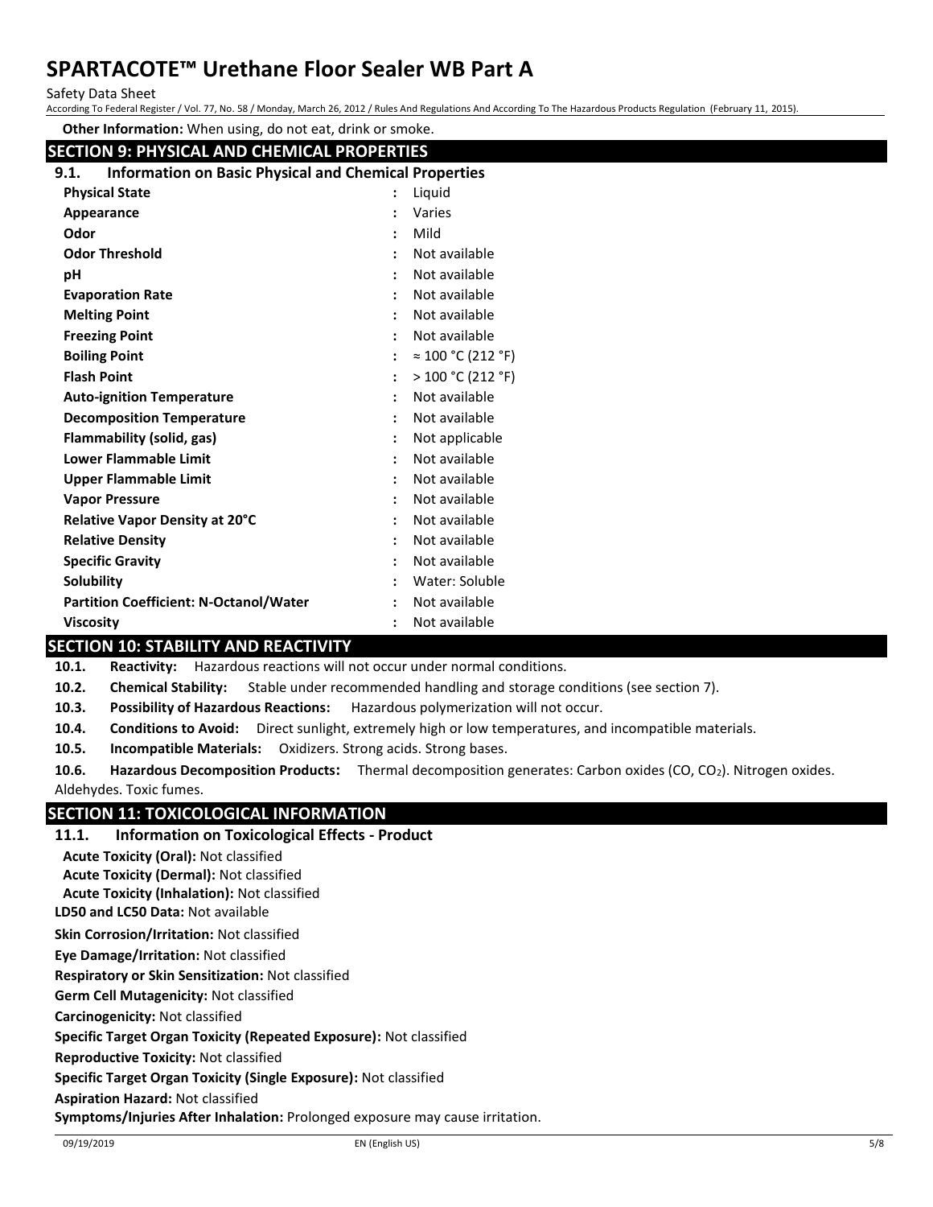**Other Information:** When using, do not eat, drink or smoke.

## SECTION 9: PHYSICAL AND CHEMICAL PROPERTIES

### 9.1. Information on Basic Physical and Chemical Properties

| Property | | Value |
|---|---|---|
| **Physical State** | : | Liquid |
| **Appearance** | : | Varies |
| **Odor** | : | Mild |
| **Odor Threshold** | : | Not available |
| **pH** | : | Not available |
| **Evaporation Rate** | : | Not available |
| **Melting Point** | : | Not available |
| **Freezing Point** | : | Not available |
| **Boiling Point** | : | ≈ 100 °C (212 °F) |
| **Flash Point** | : | > 100 °C (212 °F) |
| **Auto-ignition Temperature** | : | Not available |
| **Decomposition Temperature** | : | Not available |
| **Flammability (solid, gas)** | : | Not applicable |
| **Lower Flammable Limit** | : | Not available |
| **Upper Flammable Limit** | : | Not available |
| **Vapor Pressure** | : | Not available |
| **Relative Vapor Density at 20°C** | : | Not available |
| **Relative Density** | : | Not available |
| **Specific Gravity** | : | Not available |
| **Solubility** | : | Water: Soluble |
| **Partition Coefficient: N-Octanol/Water** | : | Not available |
| **Viscosity** | : | Not available |

## SECTION 10: STABILITY AND REACTIVITY

**10.1. Reactivity:** Hazardous reactions will not occur under normal conditions.

**10.2. Chemical Stability:** Stable under recommended handling and storage conditions (see section 7).

**10.3. Possibility of Hazardous Reactions:** Hazardous polymerization will not occur.

**10.4. Conditions to Avoid:** Direct sunlight, extremely high or low temperatures, and incompatible materials.

**10.5. Incompatible Materials:** Oxidizers. Strong acids. Strong bases.

**10.6. Hazardous Decomposition Products:** Thermal decomposition generates: Carbon oxides (CO, $CO_2$). Nitrogen oxides. Aldehydes. Toxic fumes.

## SECTION 11: TOXICOLOGICAL INFORMATION

### 11.1. Information on Toxicological Effects - Product

**Acute Toxicity (Oral):** Not classified

**Acute Toxicity (Dermal):** Not classified

**Acute Toxicity (Inhalation):** Not classified

**LD50 and LC50 Data:** Not available

**Skin Corrosion/Irritation:** Not classified

**Eye Damage/Irritation:** Not classified

**Respiratory or Skin Sensitization:** Not classified

**Germ Cell Mutagenicity:** Not classified

**Carcinogenicity:** Not classified

**Specific Target Organ Toxicity (Repeated Exposure):** Not classified

**Reproductive Toxicity:** Not classified

**Specific Target Organ Toxicity (Single Exposure):** Not classified

**Aspiration Hazard:** Not classified

**Symptoms/Injuries After Inhalation:** Prolonged exposure may cause irritation.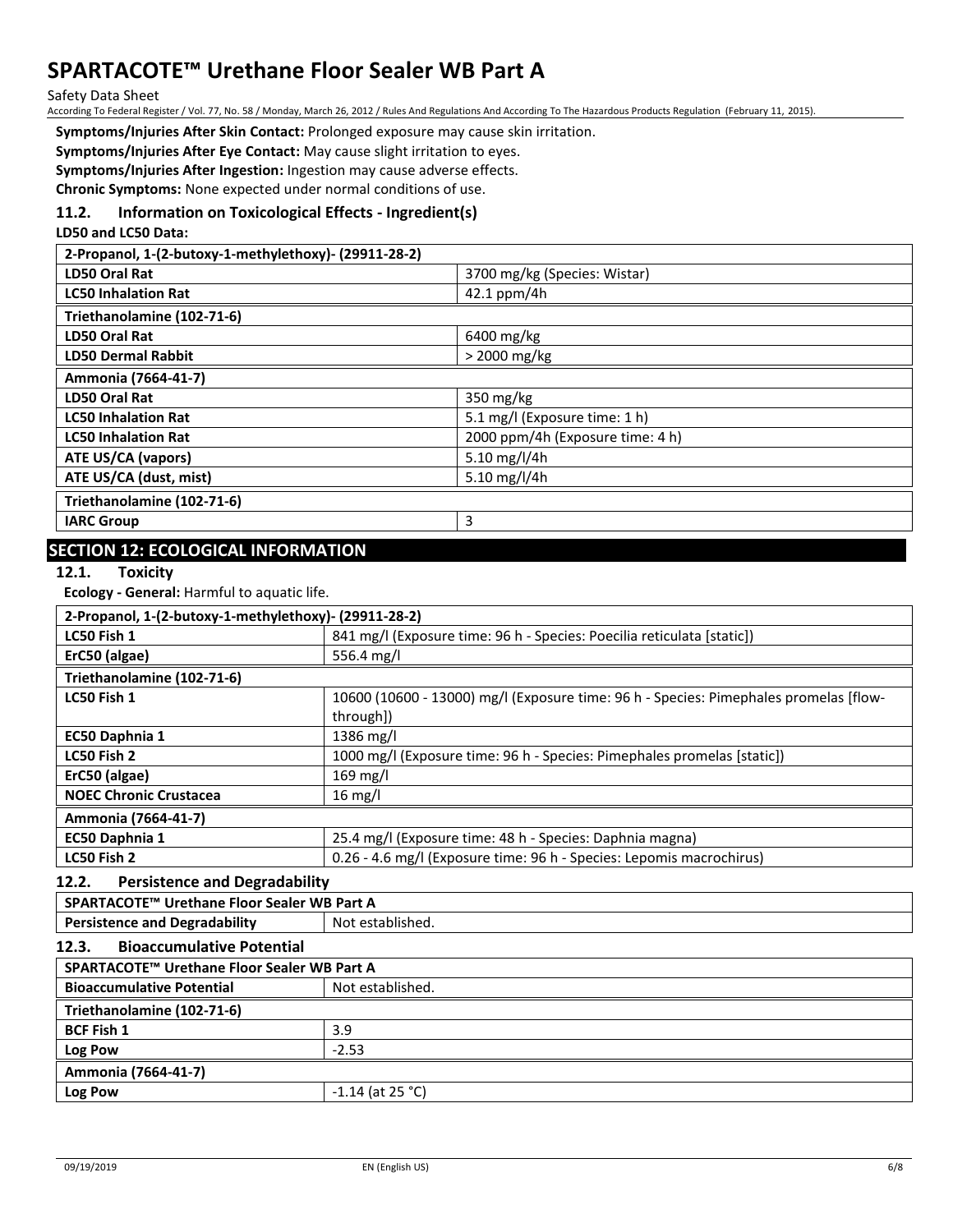**Symptoms/Injuries After Skin Contact:** Prolonged exposure may cause skin irritation.

**Symptoms/Injuries After Eye Contact:** May cause slight irritation to eyes.

**Symptoms/Injuries After Ingestion:** Ingestion may cause adverse effects.

**Chronic Symptoms:** None expected under normal conditions of use.

### 11.2. Information on Toxicological Effects - Ingredient(s)

**LD50 and LC50 Data:**

| 2-Propanol, 1-(2-butoxy-1-methylethoxy)- (29911-28-2) | |
|---|---|
| **LD50 Oral Rat** | 3700 mg/kg (Species: Wistar) |
| **LC50 Inhalation Rat** | 42.1 ppm/4h |
| **Triethanolamine (102-71-6)** | |
| **LD50 Oral Rat** | 6400 mg/kg |
| **LD50 Dermal Rabbit** | > 2000 mg/kg |
| **Ammonia (7664-41-7)** | |
| **LD50 Oral Rat** | 350 mg/kg |
| **LC50 Inhalation Rat** | 5.1 mg/l (Exposure time: 1 h) |
| **LC50 Inhalation Rat** | 2000 ppm/4h (Exposure time: 4 h) |
| **ATE US/CA (vapors)** | 5.10 mg/l/4h |
| **ATE US/CA (dust, mist)** | 5.10 mg/l/4h |

| Triethanolamine (102-71-6) | |
|---|---|
| **IARC Group** | 3 |

## SECTION 12: ECOLOGICAL INFORMATION

### 12.1. Toxicity

**Ecology - General:** Harmful to aquatic life.

| 2-Propanol, 1-(2-butoxy-1-methylethoxy)- (29911-28-2) | |
|---|---|
| **LC50 Fish 1** | 841 mg/l (Exposure time: 96 h - Species: Poecilia reticulata [static]) |
| **ErC50 (algae)** | 556.4 mg/l |
| **Triethanolamine (102-71-6)** | |
| **LC50 Fish 1** | 10600 (10600 - 13000) mg/l (Exposure time: 96 h - Species: Pimephales promelas [flow-through]) |
| **EC50 Daphnia 1** | 1386 mg/l |
| **LC50 Fish 2** | 1000 mg/l (Exposure time: 96 h - Species: Pimephales promelas [static]) |
| **ErC50 (algae)** | 169 mg/l |
| **NOEC Chronic Crustacea** | 16 mg/l |
| **Ammonia (7664-41-7)** | |
| **EC50 Daphnia 1** | 25.4 mg/l (Exposure time: 48 h - Species: Daphnia magna) |
| **LC50 Fish 2** | 0.26 - 4.6 mg/l (Exposure time: 96 h - Species: Lepomis macrochirus) |

### 12.2. Persistence and Degradability

| SPARTACOTE™ Urethane Floor Sealer WB Part A | |
|---|---|
| **Persistence and Degradability** | Not established. |

### 12.3. Bioaccumulative Potential

| SPARTACOTE™ Urethane Floor Sealer WB Part A | |
|---|---|
| **Bioaccumulative Potential** | Not established. |
| **Triethanolamine (102-71-6)** | |
| **BCF Fish 1** | 3.9 |
| **Log Pow** | -2.53 |
| **Ammonia (7664-41-7)** | |
| **Log Pow** | -1.14 (at 25 °C) |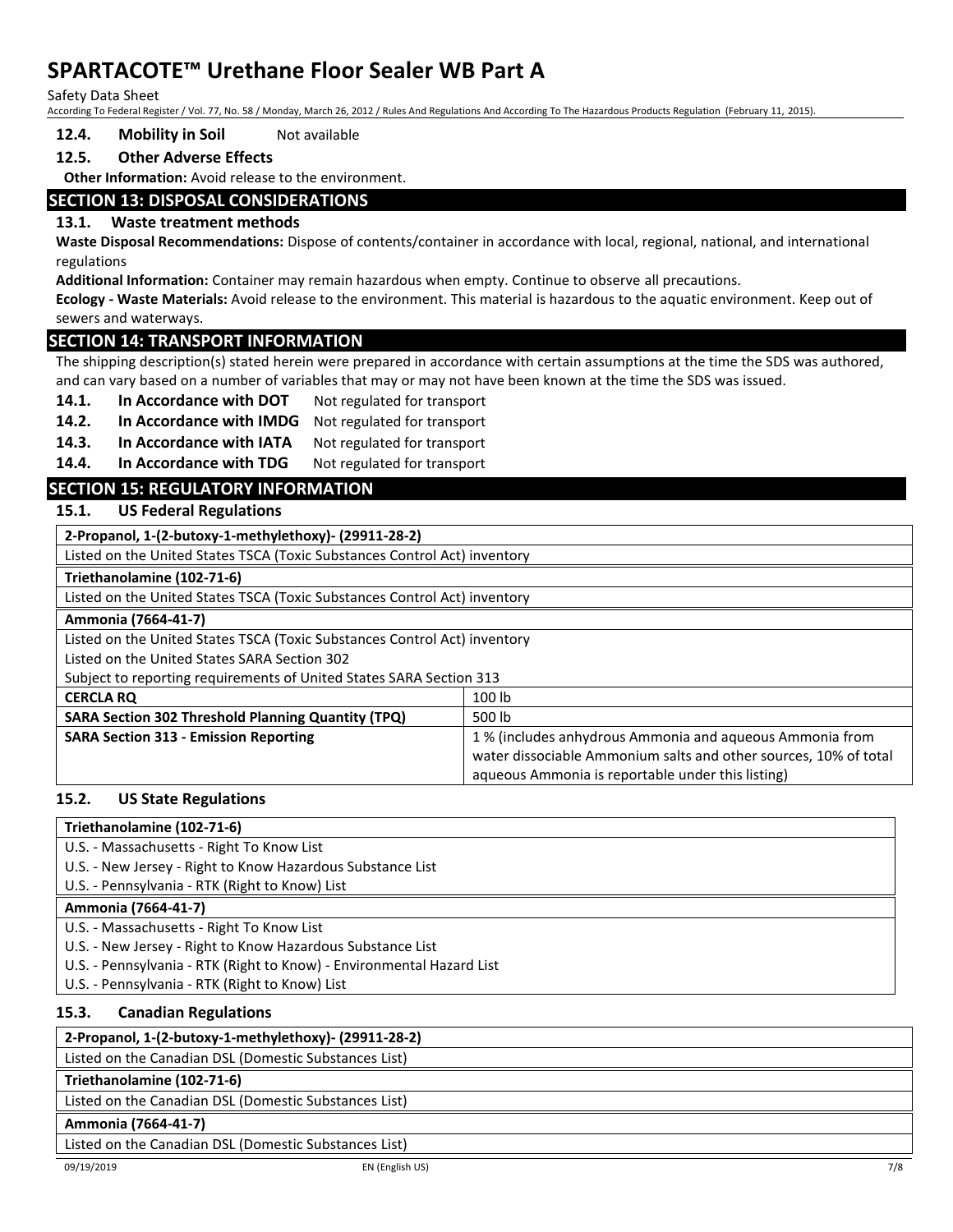**12.4. Mobility in Soil** Not available

**12.5. Other Adverse Effects**

**Other Information:** Avoid release to the environment.

## SECTION 13: DISPOSAL CONSIDERATIONS

### 13.1. Waste treatment methods

**Waste Disposal Recommendations:** Dispose of contents/container in accordance with local, regional, national, and international regulations

**Additional Information:** Container may remain hazardous when empty. Continue to observe all precautions.

**Ecology - Waste Materials:** Avoid release to the environment. This material is hazardous to the aquatic environment. Keep out of sewers and waterways.

## SECTION 14: TRANSPORT INFORMATION

The shipping description(s) stated herein were prepared in accordance with certain assumptions at the time the SDS was authored, and can vary based on a number of variables that may or may not have been known at the time the SDS was issued.

**14.1. In Accordance with DOT** Not regulated for transport

**14.2. In Accordance with IMDG** Not regulated for transport

**14.3. In Accordance with IATA** Not regulated for transport

**14.4. In Accordance with TDG** Not regulated for transport

## SECTION 15: REGULATORY INFORMATION

### 15.1. US Federal Regulations

| **2-Propanol, 1-(2-butoxy-1-methylethoxy)- (29911-28-2)** | |
|---|---|
| Listed on the United States TSCA (Toxic Substances Control Act) inventory | |
| **Triethanolamine (102-71-6)** | |
| Listed on the United States TSCA (Toxic Substances Control Act) inventory | |
| **Ammonia (7664-41-7)** | |
| Listed on the United States TSCA (Toxic Substances Control Act) inventory<br>Listed on the United States SARA Section 302<br>Subject to reporting requirements of United States SARA Section 313 | |
| **CERCLA RQ** | 100 lb |
| **SARA Section 302 Threshold Planning Quantity (TPQ)** | 500 lb |
| **SARA Section 313 - Emission Reporting** | 1 % (includes anhydrous Ammonia and aqueous Ammonia from water dissociable Ammonium salts and other sources, 10% of total aqueous Ammonia is reportable under this listing) |

### 15.2. US State Regulations

| **Triethanolamine (102-71-6)** |
|---|
| U.S. - Massachusetts - Right To Know List<br>U.S. - New Jersey - Right to Know Hazardous Substance List<br>U.S. - Pennsylvania - RTK (Right to Know) List |
| **Ammonia (7664-41-7)** |
| U.S. - Massachusetts - Right To Know List<br>U.S. - New Jersey - Right to Know Hazardous Substance List<br>U.S. - Pennsylvania - RTK (Right to Know) - Environmental Hazard List<br>U.S. - Pennsylvania - RTK (Right to Know) List |

### 15.3. Canadian Regulations

| **2-Propanol, 1-(2-butoxy-1-methylethoxy)- (29911-28-2)** |
|---|
| Listed on the Canadian DSL (Domestic Substances List) |
| **Triethanolamine (102-71-6)** |
| Listed on the Canadian DSL (Domestic Substances List) |
| **Ammonia (7664-41-7)** |
| Listed on the Canadian DSL (Domestic Substances List) |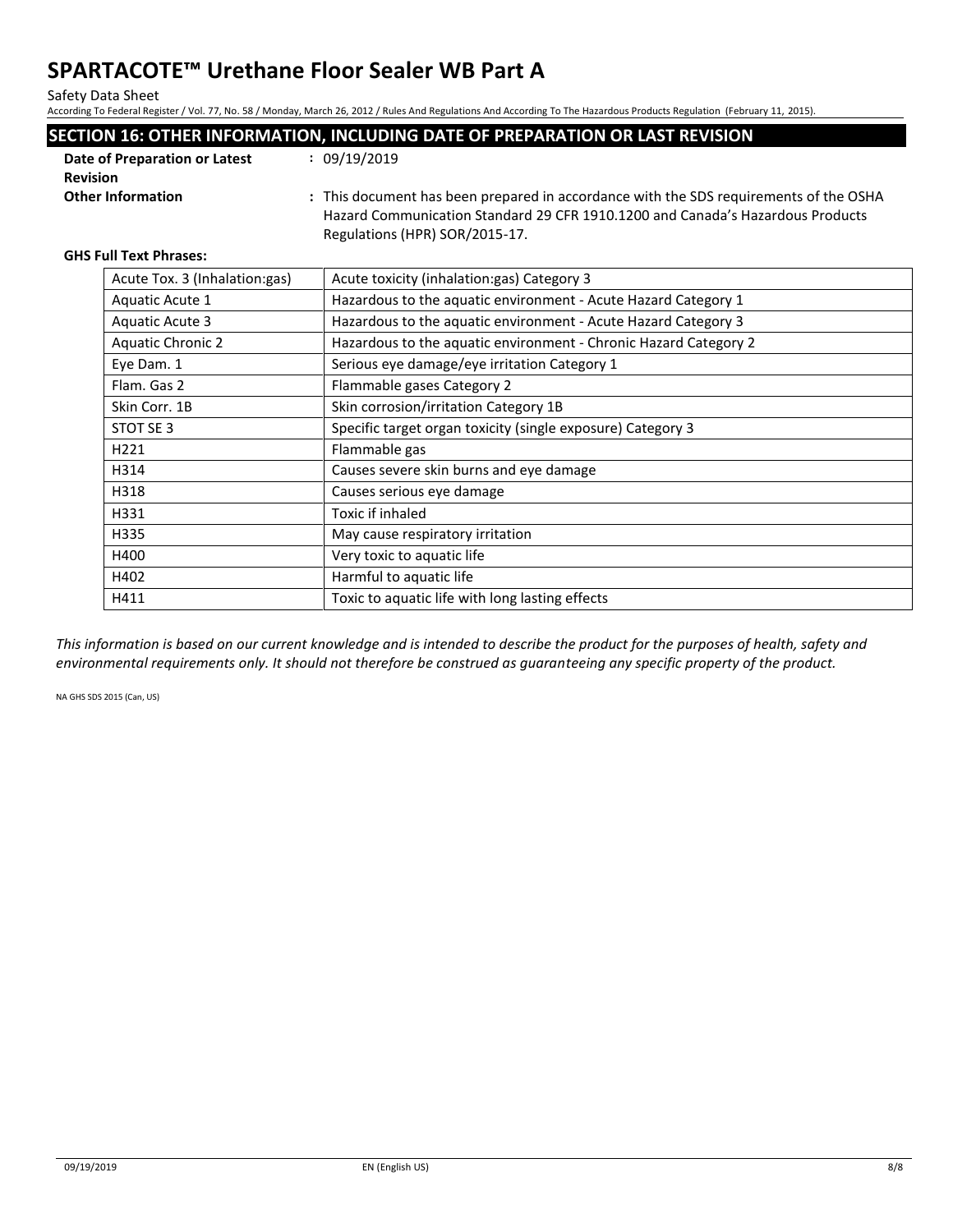## SECTION 16: OTHER INFORMATION, INCLUDING DATE OF PREPARATION OR LAST REVISION

**Date of Preparation or Latest Revision** : 09/19/2019

**Other Information** : This document has been prepared in accordance with the SDS requirements of the OSHA Hazard Communication Standard 29 CFR 1910.1200 and Canada's Hazardous Products Regulations (HPR) SOR/2015-17.

**GHS Full Text Phrases:**

| | |
|---|---|
| Acute Tox. 3 (Inhalation:gas) | Acute toxicity (inhalation:gas) Category 3 |
| Aquatic Acute 1 | Hazardous to the aquatic environment - Acute Hazard Category 1 |
| Aquatic Acute 3 | Hazardous to the aquatic environment - Acute Hazard Category 3 |
| Aquatic Chronic 2 | Hazardous to the aquatic environment - Chronic Hazard Category 2 |
| Eye Dam. 1 | Serious eye damage/eye irritation Category 1 |
| Flam. Gas 2 | Flammable gases Category 2 |
| Skin Corr. 1B | Skin corrosion/irritation Category 1B |
| STOT SE 3 | Specific target organ toxicity (single exposure) Category 3 |
| H221 | Flammable gas |
| H314 | Causes severe skin burns and eye damage |
| H318 | Causes serious eye damage |
| H331 | Toxic if inhaled |
| H335 | May cause respiratory irritation |
| H400 | Very toxic to aquatic life |
| H402 | Harmful to aquatic life |
| H411 | Toxic to aquatic life with long lasting effects |

*This information is based on our current knowledge and is intended to describe the product for the purposes of health, safety and environmental requirements only. It should not therefore be construed as guaranteeing any specific property of the product.*

NA GHS SDS 2015 (Can, US)